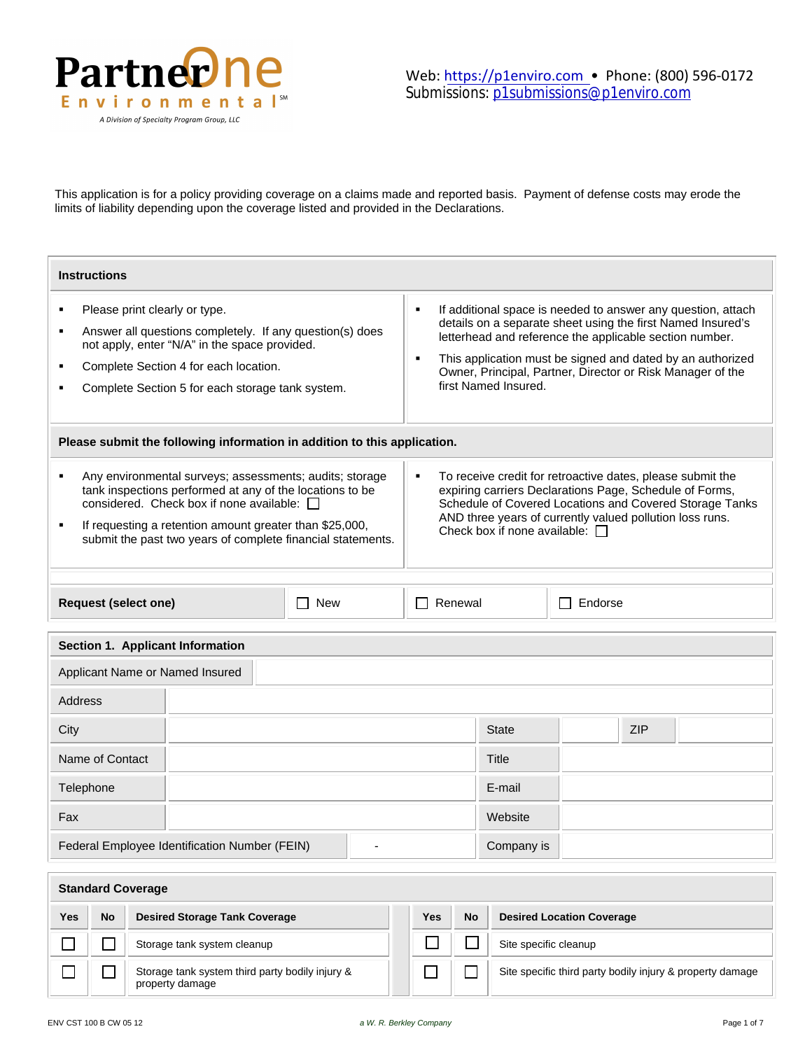**PartnerOne Environmental**℠
*A Division of Specialty Program Group, LLC*

Web: https://p1enviro.com • Phone: (800) 596-0172
Submissions: p1submissions@p1enviro.com

This application is for a policy providing coverage on a claims made and reported basis. Payment of defense costs may erode the limits of liability depending upon the coverage listed and provided in the Declarations.

## Instructions

- Please print clearly or type.
- Answer all questions completely. If any question(s) does not apply, enter "N/A" in the space provided.
- Complete Section 4 for each location.
- Complete Section 5 for each storage tank system.
- If additional space is needed to answer any question, attach details on a separate sheet using the first Named Insured's letterhead and reference the applicable section number.
- This application must be signed and dated by an authorized Owner, Principal, Partner, Director or Risk Manager of the first Named Insured.

## Please submit the following information in addition to this application.

- Any environmental surveys; assessments; audits; storage tank inspections performed at any of the locations to be considered. Check box if none available: ☐
- If requesting a retention amount greater than $25,000, submit the past two years of complete financial statements.
- To receive credit for retroactive dates, please submit the expiring carriers Declarations Page, Schedule of Forms, Schedule of Covered Locations and Covered Storage Tanks AND three years of currently valued pollution loss runs. Check box if none available: ☐

| **Request (select one)** | ☐ New | ☐ Renewal | ☐ Endorse |
|---|---|---|---|

## Section 1. Applicant Information

| | | | | | |
|---|---|---|---|---|---|
| Applicant Name or Named Insured | | | | | |
| Address | | | | | |
| City | | State | | ZIP | |
| Name of Contact | | Title | | | |
| Telephone | | E-mail | | | |
| Fax | | Website | | | |
| Federal Employee Identification Number (FEIN) | - | Company is | | | |

## Standard Coverage

| Yes | No | Desired Storage Tank Coverage | Yes | No | Desired Location Coverage |
|---|---|---|---|---|---|
| ☐ | ☐ | Storage tank system cleanup | ☐ | ☐ | Site specific cleanup |
| ☐ | ☐ | Storage tank system third party bodily injury & property damage | ☐ | ☐ | Site specific third party bodily injury & property damage |

ENV CST 100 B CW 05 12

*a W. R. Berkley Company*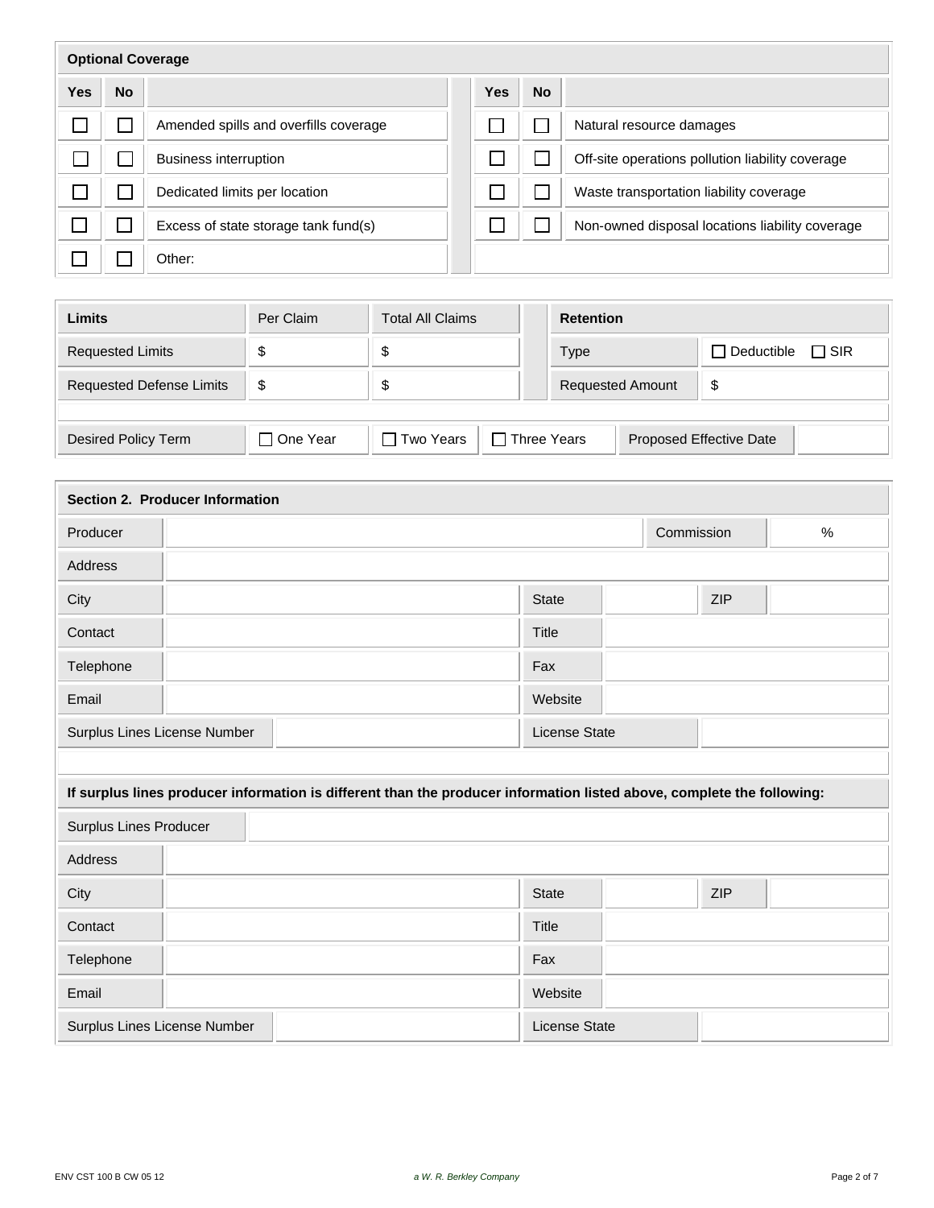| Optional Coverage | | | | | |
|---|---|---|---|---|---|
| **Yes** | **No** | | **Yes** | **No** | |
| ☐ | ☐ | Amended spills and overfills coverage | ☐ | ☐ | Natural resource damages |
| ☐ | ☐ | Business interruption | ☐ | ☐ | Off-site operations pollution liability coverage |
| ☐ | ☐ | Dedicated limits per location | ☐ | ☐ | Waste transportation liability coverage |
| ☐ | ☐ | Excess of state storage tank fund(s) | ☐ | ☐ | Non-owned disposal locations liability coverage |
| ☐ | ☐ | Other: | | | |

| **Limits** | Per Claim | Total All Claims | **Retention** | |
|---|---|---|---|---|
| Requested Limits | $ | $ | Type | ☐ Deductible ☐ SIR |
| Requested Defense Limits | $ | $ | Requested Amount | $ |

| Desired Policy Term | ☐ One Year | ☐ Two Years | ☐ Three Years | Proposed Effective Date | |
|---|---|---|---|---|---|

## Section 2. Producer Information

| Producer | | Commission | % |
|---|---|---|---|
| Address | | | |
| City | | State | | ZIP | |
| Contact | | Title | |
| Telephone | | Fax | |
| Email | | Website | |
| Surplus Lines License Number | | License State | |

**If surplus lines producer information is different than the producer information listed above, complete the following:**

| Surplus Lines Producer | | | |
|---|---|---|---|
| Address | | | |
| City | | State | | ZIP | |
| Contact | | Title | |
| Telephone | | Fax | |
| Email | | Website | |
| Surplus Lines License Number | | License State | |

ENV CST 100 B CW 05 12 *a W. R. Berkley Company*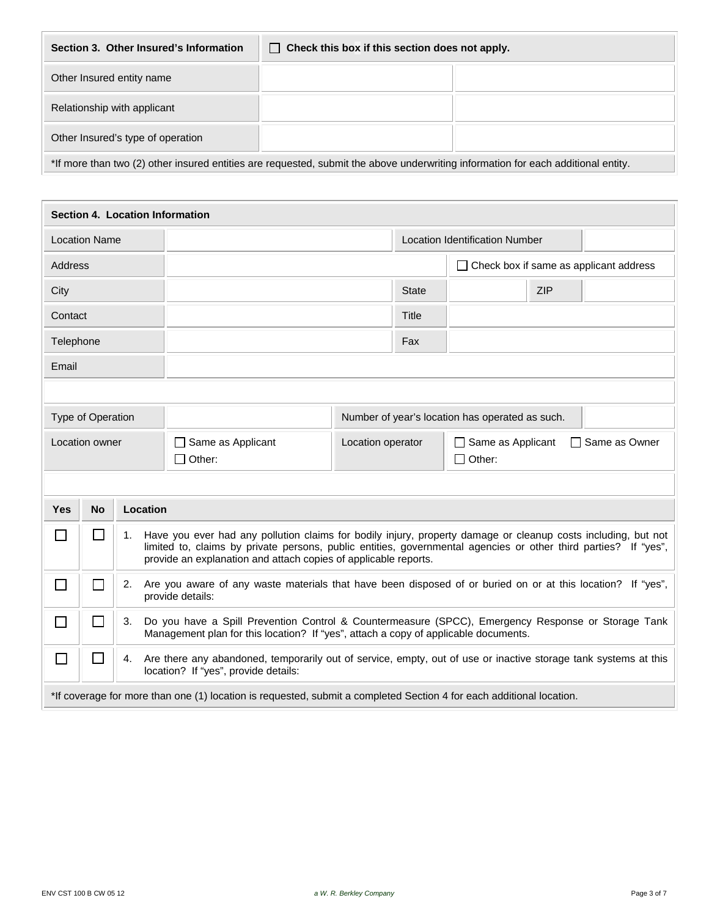| Section 3. Other Insured's Information | ☐ Check this box if this section does not apply. | |
|---|---|---|
| Other Insured entity name | | |
| Relationship with applicant | | |
| Other Insured's type of operation | | |

*If more than two (2) other insured entities are requested, submit the above underwriting information for each additional entity.

| Section 4. Location Information | | | | | |
|---|---|---|---|---|---|
| Location Name | | Location Identification Number | | | |
| Address | | | ☐ Check box if same as applicant address | | |
| City | | State | | ZIP | |
| Contact | | Title | | | |
| Telephone | | Fax | | | |
| Email | | | | | |

| Type of Operation | | Number of year's location has operated as such. | |
|---|---|---|---|
| Location owner | ☐ Same as Applicant ☐ Other: | Location operator | ☐ Same as Applicant ☐ Same as Owner ☐ Other: |

| Yes | No | Location |
|---|---|---|
| ☐ | ☐ | 1. Have you ever had any pollution claims for bodily injury, property damage or cleanup costs including, but not limited to, claims by private persons, public entities, governmental agencies or other third parties? If "yes", provide an explanation and attach copies of applicable reports. |
| ☐ | ☐ | 2. Are you aware of any waste materials that have been disposed of or buried on or at this location? If "yes", provide details: |
| ☐ | ☐ | 3. Do you have a Spill Prevention Control & Countermeasure (SPCC), Emergency Response or Storage Tank Management plan for this location? If "yes", attach a copy of applicable documents. |
| ☐ | ☐ | 4. Are there any abandoned, temporarily out of service, empty, out of use or inactive storage tank systems at this location? If "yes", provide details: |

*If coverage for more than one (1) location is requested, submit a completed Section 4 for each additional location.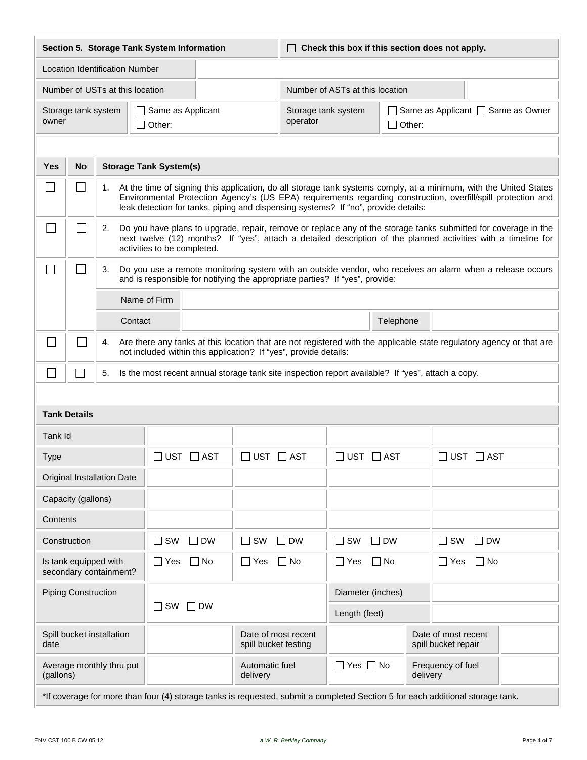## Section 5. Storage Tank System Information

☐ **Check this box if this section does not apply.**

| | | | |
|---|---|---|---|
| Location Identification Number | | | |
| Number of USTs at this location | | Number of ASTs at this location | |
| Storage tank system owner | ☐ Same as Applicant ☐ Other: | Storage tank system operator | ☐ Same as Applicant ☐ Same as Owner ☐ Other: |

| Yes | No | Storage Tank System(s) |
|---|---|---|
| ☐ | ☐ | 1. At the time of signing this application, do all storage tank systems comply, at a minimum, with the United States Environmental Protection Agency's (US EPA) requirements regarding construction, overfill/spill protection and leak detection for tanks, piping and dispensing systems? If "no", provide details: |
| ☐ | ☐ | 2. Do you have plans to upgrade, repair, remove or replace any of the storage tanks submitted for coverage in the next twelve (12) months? If "yes", attach a detailed description of the planned activities with a timeline for activities to be completed. |
| ☐ | ☐ | 3. Do you use a remote monitoring system with an outside vendor, who receives an alarm when a release occurs and is responsible for notifying the appropriate parties? If "yes", provide: |
| | | Name of Firm: |
| | | Contact: Telephone: |
| ☐ | ☐ | 4. Are there any tanks at this location that are not registered with the applicable state regulatory agency or that are not included within this application? If "yes", provide details: |
| ☐ | ☐ | 5. Is the most recent annual storage tank site inspection report available? If "yes", attach a copy. |

### Tank Details

| Tank Id | | | | |
|---|---|---|---|---|
| Type | ☐ UST ☐ AST | ☐ UST ☐ AST | ☐ UST ☐ AST | ☐ UST ☐ AST |
| Original Installation Date | | | | |
| Capacity (gallons) | | | | |
| Contents | | | | |
| Construction | ☐ SW ☐ DW | ☐ SW ☐ DW | ☐ SW ☐ DW | ☐ SW ☐ DW |
| Is tank equipped with secondary containment? | ☐ Yes ☐ No | ☐ Yes ☐ No | ☐ Yes ☐ No | ☐ Yes ☐ No |
| Piping Construction | ☐ SW ☐ DW | | Diameter (inches) | |
| | | | Length (feet) | |

| | | | | | |
|---|---|---|---|---|---|
| Spill bucket installation date | | Date of most recent spill bucket testing | | Date of most recent spill bucket repair | |
| Average monthly thru put (gallons) | | Automatic fuel delivery | ☐ Yes ☐ No | Frequency of fuel delivery | |

*If coverage for more than four (4) storage tanks is requested, submit a completed Section 5 for each additional storage tank.

ENV CST 100 B CW 05 12

*a W. R. Berkley Company*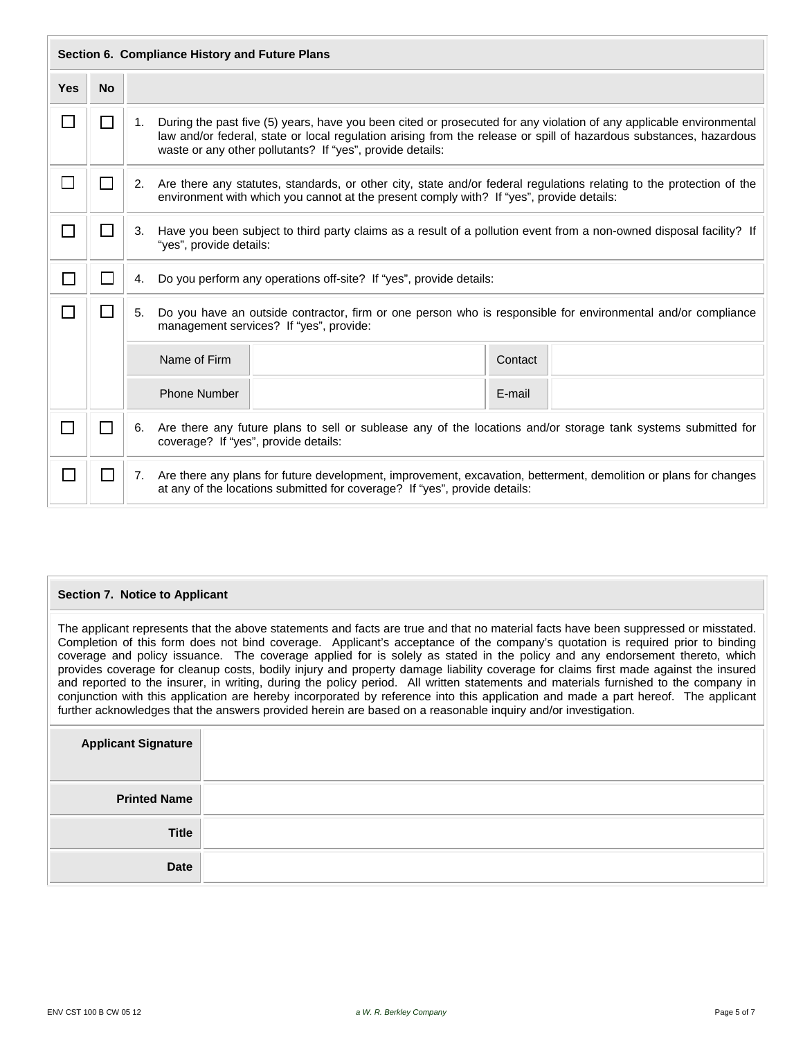## Section 6. Compliance History and Future Plans

| Yes | No | |
|---|---|---|
| ☐ | ☐ | 1. During the past five (5) years, have you been cited or prosecuted for any violation of any applicable environmental law and/or federal, state or local regulation arising from the release or spill of hazardous substances, hazardous waste or any other pollutants? If "yes", provide details: |
| ☐ | ☐ | 2. Are there any statutes, standards, or other city, state and/or federal regulations relating to the protection of the environment with which you cannot at the present comply with? If "yes", provide details: |
| ☐ | ☐ | 3. Have you been subject to third party claims as a result of a pollution event from a non-owned disposal facility? If "yes", provide details: |
| ☐ | ☐ | 4. Do you perform any operations off-site? If "yes", provide details: |
| ☐ | ☐ | 5. Do you have an outside contractor, firm or one person who is responsible for environmental and/or compliance management services? If "yes", provide: |

| Name of Firm | | Contact | |
|---|---|---|---|
| Phone Number | | E-mail | |

| Yes | No | |
|---|---|---|
| ☐ | ☐ | 6. Are there any future plans to sell or sublease any of the locations and/or storage tank systems submitted for coverage? If "yes", provide details: |
| ☐ | ☐ | 7. Are there any plans for future development, improvement, excavation, betterment, demolition or plans for changes at any of the locations submitted for coverage? If "yes", provide details: |

## Section 7. Notice to Applicant

The applicant represents that the above statements and facts are true and that no material facts have been suppressed or misstated. Completion of this form does not bind coverage. Applicant's acceptance of the company's quotation is required prior to binding coverage and policy issuance. The coverage applied for is solely as stated in the policy and any endorsement thereto, which provides coverage for cleanup costs, bodily injury and property damage liability coverage for claims first made against the insured and reported to the insurer, in writing, during the policy period. All written statements and materials furnished to the company in conjunction with this application are hereby incorporated by reference into this application and made a part hereof. The applicant further acknowledges that the answers provided herein are based on a reasonable inquiry and/or investigation.

| | |
|---|---|
| **Applicant Signature** | |
| **Printed Name** | |
| **Title** | |
| **Date** | |

ENV CST 100 B CW 05 12 — *a W. R. Berkley Company*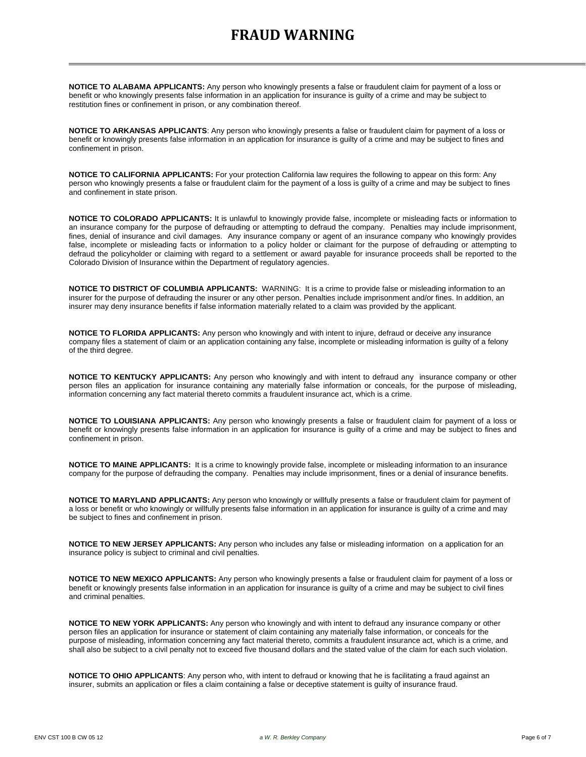# FRAUD WARNING

**NOTICE TO ALABAMA APPLICANTS:** Any person who knowingly presents a false or fraudulent claim for payment of a loss or benefit or who knowingly presents false information in an application for insurance is guilty of a crime and may be subject to restitution fines or confinement in prison, or any combination thereof.

**NOTICE TO ARKANSAS APPLICANTS**: Any person who knowingly presents a false or fraudulent claim for payment of a loss or benefit or knowingly presents false information in an application for insurance is guilty of a crime and may be subject to fines and confinement in prison.

**NOTICE TO CALIFORNIA APPLICANTS:** For your protection California law requires the following to appear on this form: Any person who knowingly presents a false or fraudulent claim for the payment of a loss is guilty of a crime and may be subject to fines and confinement in state prison.

**NOTICE TO COLORADO APPLICANTS:** It is unlawful to knowingly provide false, incomplete or misleading facts or information to an insurance company for the purpose of defrauding or attempting to defraud the company. Penalties may include imprisonment, fines, denial of insurance and civil damages. Any insurance company or agent of an insurance company who knowingly provides false, incomplete or misleading facts or information to a policy holder or claimant for the purpose of defrauding or attempting to defraud the policyholder or claiming with regard to a settlement or award payable for insurance proceeds shall be reported to the Colorado Division of Insurance within the Department of regulatory agencies.

**NOTICE TO DISTRICT OF COLUMBIA APPLICANTS:** WARNING: It is a crime to provide false or misleading information to an insurer for the purpose of defrauding the insurer or any other person. Penalties include imprisonment and/or fines. In addition, an insurer may deny insurance benefits if false information materially related to a claim was provided by the applicant.

**NOTICE TO FLORIDA APPLICANTS:** Any person who knowingly and with intent to injure, defraud or deceive any insurance company files a statement of claim or an application containing any false, incomplete or misleading information is guilty of a felony of the third degree.

**NOTICE TO KENTUCKY APPLICANTS:** Any person who knowingly and with intent to defraud any insurance company or other person files an application for insurance containing any materially false information or conceals, for the purpose of misleading, information concerning any fact material thereto commits a fraudulent insurance act, which is a crime.

**NOTICE TO LOUISIANA APPLICANTS:** Any person who knowingly presents a false or fraudulent claim for payment of a loss or benefit or knowingly presents false information in an application for insurance is guilty of a crime and may be subject to fines and confinement in prison.

**NOTICE TO MAINE APPLICANTS:** It is a crime to knowingly provide false, incomplete or misleading information to an insurance company for the purpose of defrauding the company. Penalties may include imprisonment, fines or a denial of insurance benefits.

**NOTICE TO MARYLAND APPLICANTS:** Any person who knowingly or willfully presents a false or fraudulent claim for payment of a loss or benefit or who knowingly or willfully presents false information in an application for insurance is guilty of a crime and may be subject to fines and confinement in prison.

**NOTICE TO NEW JERSEY APPLICANTS:** Any person who includes any false or misleading information on a application for an insurance policy is subject to criminal and civil penalties.

**NOTICE TO NEW MEXICO APPLICANTS:** Any person who knowingly presents a false or fraudulent claim for payment of a loss or benefit or knowingly presents false information in an application for insurance is guilty of a crime and may be subject to civil fines and criminal penalties.

**NOTICE TO NEW YORK APPLICANTS:** Any person who knowingly and with intent to defraud any insurance company or other person files an application for insurance or statement of claim containing any materially false information, or conceals for the purpose of misleading, information concerning any fact material thereto, commits a fraudulent insurance act, which is a crime, and shall also be subject to a civil penalty not to exceed five thousand dollars and the stated value of the claim for each such violation.

**NOTICE TO OHIO APPLICANTS**: Any person who, with intent to defraud or knowing that he is facilitating a fraud against an insurer, submits an application or files a claim containing a false or deceptive statement is guilty of insurance fraud.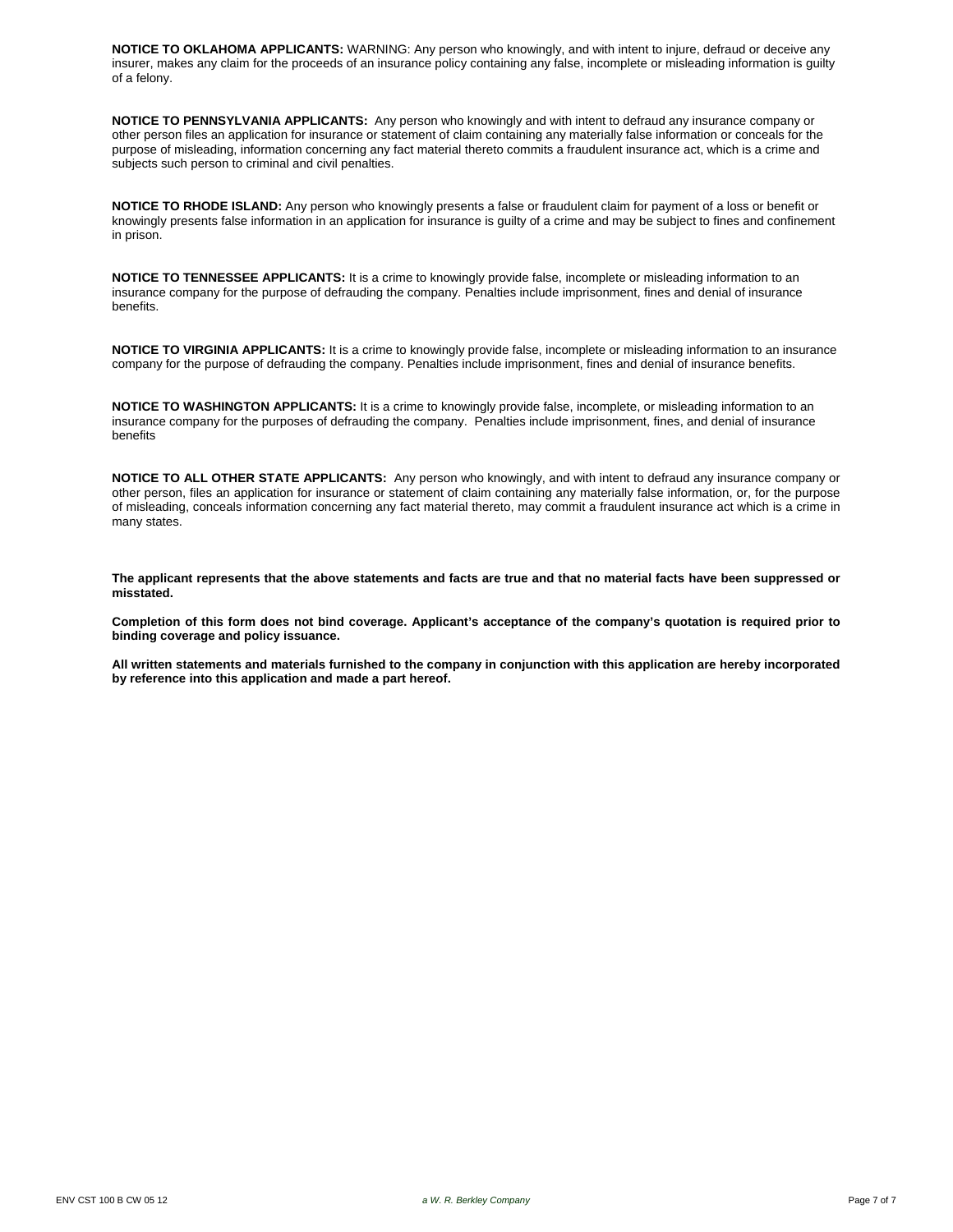**NOTICE TO OKLAHOMA APPLICANTS:** WARNING: Any person who knowingly, and with intent to injure, defraud or deceive any insurer, makes any claim for the proceeds of an insurance policy containing any false, incomplete or misleading information is guilty of a felony.

**NOTICE TO PENNSYLVANIA APPLICANTS:** Any person who knowingly and with intent to defraud any insurance company or other person files an application for insurance or statement of claim containing any materially false information or conceals for the purpose of misleading, information concerning any fact material thereto commits a fraudulent insurance act, which is a crime and subjects such person to criminal and civil penalties.

**NOTICE TO RHODE ISLAND:** Any person who knowingly presents a false or fraudulent claim for payment of a loss or benefit or knowingly presents false information in an application for insurance is guilty of a crime and may be subject to fines and confinement in prison.

**NOTICE TO TENNESSEE APPLICANTS:** It is a crime to knowingly provide false, incomplete or misleading information to an insurance company for the purpose of defrauding the company. Penalties include imprisonment, fines and denial of insurance benefits.

**NOTICE TO VIRGINIA APPLICANTS:** It is a crime to knowingly provide false, incomplete or misleading information to an insurance company for the purpose of defrauding the company. Penalties include imprisonment, fines and denial of insurance benefits.

**NOTICE TO WASHINGTON APPLICANTS:** It is a crime to knowingly provide false, incomplete, or misleading information to an insurance company for the purposes of defrauding the company. Penalties include imprisonment, fines, and denial of insurance benefits

**NOTICE TO ALL OTHER STATE APPLICANTS:** Any person who knowingly, and with intent to defraud any insurance company or other person, files an application for insurance or statement of claim containing any materially false information, or, for the purpose of misleading, conceals information concerning any fact material thereto, may commit a fraudulent insurance act which is a crime in many states.

**The applicant represents that the above statements and facts are true and that no material facts have been suppressed or misstated.**

**Completion of this form does not bind coverage. Applicant's acceptance of the company's quotation is required prior to binding coverage and policy issuance.**

**All written statements and materials furnished to the company in conjunction with this application are hereby incorporated by reference into this application and made a part hereof.**